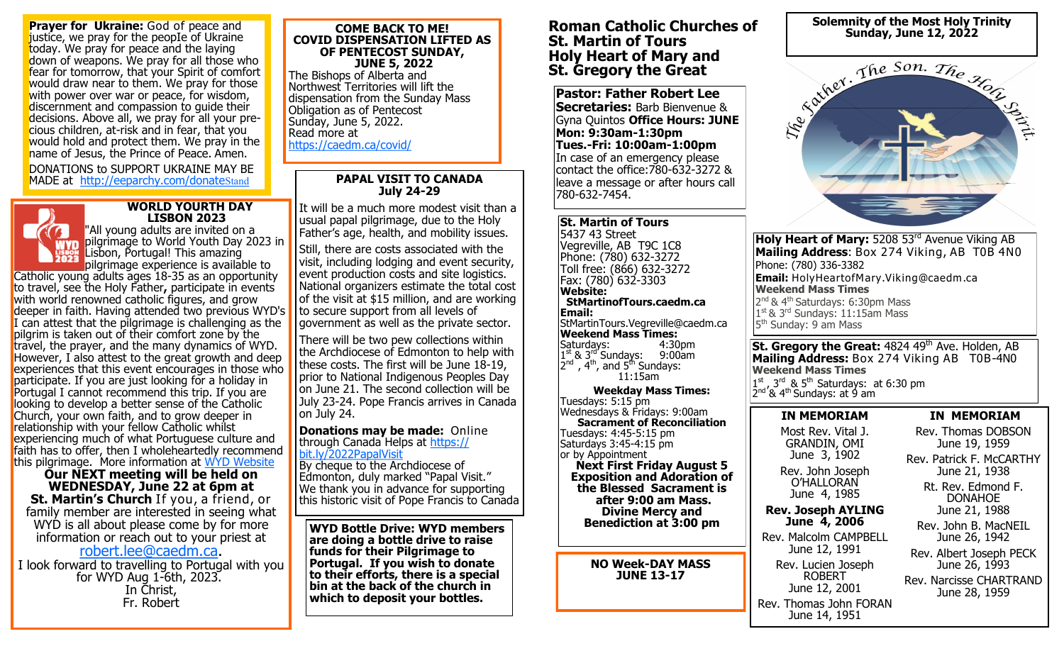**Prayer for Ukraine:** God of peace and justice, we pray for the people of Ukraine today. We pray for peace and the laying down of weapons. We pray for all those who fear for tomorrow, that your Spirit of comfort would draw near to them. We pray for those with power over war or peace, for wisdom, discernment and compassion to guide their decisions. Above all, we pray for all your precious children, at-risk and in fear, that you would hold and protect them. We pray in the name of Jesus, the Prince of Peace. Amen.

DONATIONS to SUPPORT UKRAINE MAY BE MADE at http://eeparchy.com/donateStand

## WORLD YOURTH DAY LISBON 2023

"All young adults are invited on a pilgrimage to World Youth Day 2023 in Lisbon, Portugal! This amazing pilgrimage experience is available to Catholic young adults ages 18-35 as an opportunity to travel, see the Holy Father, participate in events with world renowned catholic figures, and grow deeper in faith. Having attended two previous WYD's I can attest that the pilgrimage is challenging as the pilgrim is taken out of their comfort zone by the travel, the prayer, and the many dynamics of WYD. However, I also attest to the great growth and deep experiences that this event encourages in those who participate. If you are just looking for a holiday in Portugal I cannot recommend this trip. If you are looking to develop a better sense of the Catholic Church, your own faith, and to grow deeper in relationship with your fellow Catholic whilst experiencing much of what Portuguese culture and faith has to offer, then I wholeheartedly recommend this pilgrimage. More information at WYD Website

**Our NEXT meeting will be held on WEDNESDAY, June 22 at 6pm at St. Martin's Church** If you, a friend, or family member are interested in seeing what WYD is all about please come by for more information or reach out to your priest at robert.lee@caedm.ca.

I look forward to travelling to Portugal with you for WYD Aug 1-6th, 2023.

In Christ,
Fr. Robert

## COME BACK TO ME! COVID DISPENSATION LIFTED AS OF PENTECOST SUNDAY, JUNE 5, 2022

The Bishops of Alberta and Northwest Territories will lift the dispensation from the Sunday Mass Obligation as of Pentecost Sunday, June 5, 2022.
Read more at https://caedm.ca/covid/

## PAPAL VISIT TO CANADA July 24-29

It will be a much more modest visit than a usual papal pilgrimage, due to the Holy Father's age, health, and mobility issues.

Still, there are costs associated with the visit, including lodging and event security, event production costs and site logistics. National organizers estimate the total cost of the visit at $15 million, and are working to secure support from all levels of government as well as the private sector.

There will be two pew collections within the Archdiocese of Edmonton to help with these costs. The first will be June 18-19, prior to National Indigenous Peoples Day on June 21. The second collection will be July 23-24. Pope Francis arrives in Canada on July 24.

**Donations may be made:** Online through Canada Helps at https://bit.ly/2022PapalVisit
By cheque to the Archdiocese of Edmonton, duly marked "Papal Visit."
We thank you in advance for supporting this historic visit of Pope Francis to Canada

**WYD Bottle Drive: WYD members are doing a bottle drive to raise funds for their Pilgrimage to Portugal. If you wish to donate to their efforts, there is a special bin at the back of the church in which to deposit your bottles.**

# Roman Catholic Churches of St. Martin of Tours Holy Heart of Mary and St. Gregory the Great

**Pastor: Father Robert Lee**
**Secretaries:** Barb Bienvenue & Gyna Quintos **Office Hours: JUNE**
**Mon: 9:30am-1:30pm**
**Tues.-Fri: 10:00am-1:00pm**
In case of an emergency please contact the office:780-632-3272 & leave a message or after hours call 780-632-7454.

**St. Martin of Tours**
5437 43 Street
Vegreville, AB T9C 1C8
Phone: (780) 632-3272
Toll free: (866) 632-3272
Fax: (780) 632-3303
**Website:**
**StMartinofTours.caedm.ca**
**Email:**
StMartinTours.Vegreville@caedm.ca
**Weekend Mass Times:**
Saturdays: 4:30pm
1st & 3rd Sundays: 9:00am
2nd, 4th, and 5th Sundays: 11:15am

**Weekday Mass Times:**
Tuesdays: 5:15 pm
Wednesdays & Fridays: 9:00am
**Sacrament of Reconciliation**
Tuesdays: 4:45-5:15 pm
Saturdays 3:45-4:15 pm
or by Appointment
**Next First Friday August 5 Exposition and Adoration of the Blessed Sacrament is after 9:00 am Mass. Divine Mercy and Benediction at 3:00 pm**

**NO Week-DAY MASS JUNE 13-17**

## Solemnity of the Most Holy Trinity Sunday, June 12, 2022

The Father. The Son. The Holy Spirit.

**Holy Heart of Mary:** 5208 53rd Avenue Viking AB
**Mailing Address**: Box 274 Viking, AB T0B 4N0
Phone: (780) 336-3382
**Email:** HolyHeartofMary.Viking@caedm.ca
**Weekend Mass Times**
2nd & 4th Saturdays: 6:30pm Mass
1st & 3rd Sundays: 11:15am Mass
5th Sunday: 9 am Mass

**St. Gregory the Great:** 4824 49th Ave. Holden, AB
**Mailing Address:** Box 274 Viking AB T0B-4N0
**Weekend Mass Times**
1st, 3rd & 5th Saturdays: at 6:30 pm
2nd & 4th Sundays: at 9 am

## IN MEMORIAM

Most Rev. Vital J. GRANDIN, OMI
June 3, 1902

Rev. John Joseph O'HALLORAN
June 4, 1985

**Rev. Joseph AYLING**
**June 4, 2006**

Rev. Malcolm CAMPBELL
June 12, 1991

Rev. Lucien Joseph ROBERT
June 12, 2001

Rev. Thomas John FORAN
June 14, 1951

## IN MEMORIAM

Rev. Thomas DOBSON
June 19, 1959

Rev. Patrick F. McCARTHY
June 21, 1938

Rt. Rev. Edmond F. DONAHOE
June 21, 1988

Rev. John B. MacNEIL
June 26, 1942

Rev. Albert Joseph PECK
June 26, 1993

Rev. Narcisse CHARTRAND
June 28, 1959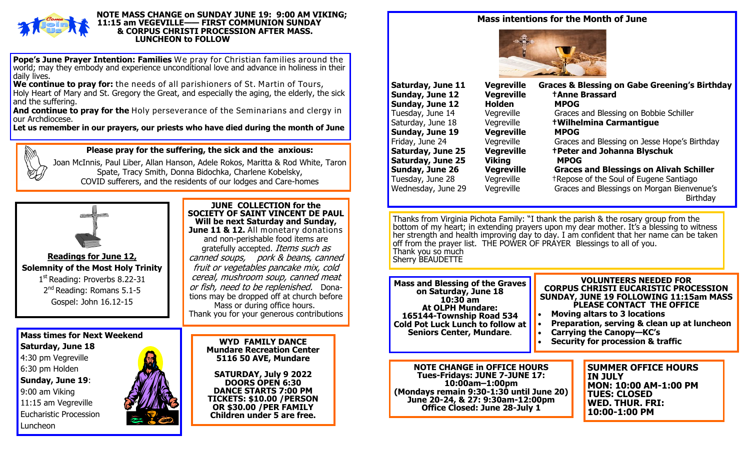**NOTE MASS CHANGE on SUNDAY JUNE 19: 9:00 AM VIKING; 11:15 am VEGEVILLE— FIRST COMMUNION SUNDAY & CORPUS CHRISTI PROCESSION AFTER MASS. LUNCHEON to FOLLOW**

**Pope's June Prayer Intention: Families** We pray for Christian families around the world; may they embody and experience unconditional love and advance in holiness in their daily lives.

**We continue to pray for:** the needs of all parishioners of St. Martin of Tours, Holy Heart of Mary and St. Gregory the Great, and especially the aging, the elderly, the sick and the suffering.

**And continue to pray for the** Holy perseverance of the Seminarians and clergy in our Archdiocese.

**Let us remember in our prayers, our priests who have died during the month of June**

**Please pray for the suffering, the sick and the anxious:**

Joan McInnis, Paul Liber, Allan Hanson, Adele Rokos, Maritta & Rod White, Taron Spate, Tracy Smith, Donna Bidochka, Charlene Kobelsky, COVID sufferers, and the residents of our lodges and Care-homes

**Readings for June 12,**
**Solemnity of the Most Holy Trinity**
1st Reading: Proverbs 8.22-31
2nd Reading: Romans 5.1-5
Gospel: John 16.12-15

**JUNE COLLECTION for the SOCIETY OF SAINT VINCENT DE PAUL Will be next Saturday and Sunday, June 11 & 12.** All monetary donations and non-perishable food items are gratefully accepted. *Items such as canned soups, pork & beans, canned fruit or vegetables pancake mix, cold cereal, mushroom soup, canned meat or fish, need to be replenished.* Donations may be dropped off at church before Mass or during office hours. Thank you for your generous contributions

**Mass times for Next Weekend**
**Saturday, June 18**
4:30 pm Vegreville
6:30 pm Holden
**Sunday, June 19**:
9:00 am Viking
11:15 am Vegreville
Eucharistic Procession
Luncheon

**WYD FAMILY DANCE**
**Mundare Recreation Center**
**5116 50 AVE, Mundare**

**SATURDAY, July 9 2022**
**DOORS OPEN 6:30**
**DANCE STARTS 7:00 PM**
**TICKETS: $10.00 /PERSON OR $30.00 /PER FAMILY**
**Children under 5 are free.**

## Mass intentions for the Month of June

| | | |
|---|---|---|
| **Saturday, June 11** | **Vegreville** | **Graces & Blessing on Gabe Greening's Birthday** |
| **Sunday, June 12** | **Vegreville** | **†Anne Brassard** |
| **Sunday, June 12** | **Holden** | **MPOG** |
| Tuesday, June 14 | Vegreville | Graces and Blessing on Bobbie Schiller |
| Saturday, June 18 | Vegreville | **†Wilhelmina Carmantigue** |
| **Sunday, June 19** | **Vegreville** | **MPOG** |
| Friday, June 24 | Vegreville | Graces and Blessing on Jesse Hope's Birthday |
| **Saturday, June 25** | **Vegreville** | **†Peter and Johanna Blyschuk** |
| **Saturday, June 25** | **Viking** | **MPOG** |
| **Sunday, June 26** | **Vegreville** | **Graces and Blessings on Alivah Schiller** |
| Tuesday, June 28 | Vegreville | †Repose of the Soul of Eugene Santiago |
| Wednesday, June 29 | Vegreville | Graces and Blessings on Morgan Bienvenue's Birthday |

Thanks from Virginia Pichota Family: "I thank the parish & the rosary group from the bottom of my heart; in extending prayers upon my dear mother. It's a blessing to witness her strength and health improving day to day. I am confident that her name can be taken off from the prayer list. THE POWER OF PRAYER Blessings to all of you.
Thank you so much
Sherry BEAUDETTE

**Mass and Blessing of the Graves on Saturday, June 18**
**10:30 am**
**At OLPH Mundare:**
**165144-Township Road 534**
**Cold Pot Luck Lunch to follow at Seniors Center, Mundare.**

**VOLUNTEERS NEEDED FOR CORPUS CHRISTI EUCARISTIC PROCESSION SUNDAY, JUNE 19 FOLLOWING 11:15am MASS PLEASE CONTACT THE OFFICE**

- **Moving altars to 3 locations**
- **Preparation, serving & clean up at luncheon**
- **Carrying the Canopy—KC's**
- **Security for procession & traffic**

**NOTE CHANGE in OFFICE HOURS**
**Tues-Fridays: JUNE 7-JUNE 17: 10:00am–1:00pm**
**(Mondays remain 9:30-1:30 until June 20)**
**June 20-24, & 27: 9:30am-12:00pm**
**Office Closed: June 28-July 1**

**SUMMER OFFICE HOURS IN JULY**
**MON: 10:00 AM-1:00 PM**
**TUES: CLOSED**
**WED. THUR. FRI: 10:00-1:00 PM**